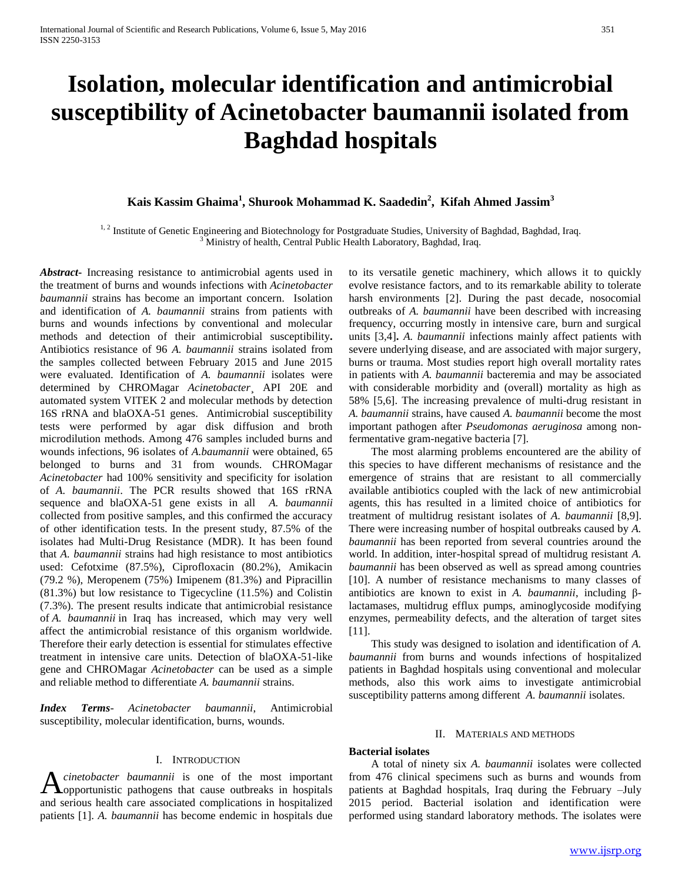# Isolation, molecular identification and antimicrobial susceptibility of Acinetobacter baumannii isolated from Baghdad hospitals

**Kais Kassim Ghaima[1], Shurook Mohammad K. Saadedin[2], Kifah Ahmed Jassim[3]**

[1, 2] Institute of Genetic Engineering and Biotechnology for Postgraduate Studies, University of Baghdad, Baghdad, Iraq.
[3] Ministry of health, Central Public Health Laboratory, Baghdad, Iraq.

***Abstract-*** Increasing resistance to antimicrobial agents used in the treatment of burns and wounds infections with *Acinetobacter baumannii* strains has become an important concern. Isolation and identification of *A. baumannii* strains from patients with burns and wounds infections by conventional and molecular methods and detection of their antimicrobial susceptibility**.** Antibiotics resistance of 96 *A. baumannii* strains isolated from the samples collected between February 2015 and June 2015 were evaluated. Identification of *A. baumannii* isolates were determined by CHROMagar *Acinetobacter*¸ API 20E and automated system VITEK 2 and molecular methods by detection 16S rRNA and blaOXA-51 genes. Antimicrobial susceptibility tests were performed by agar disk diffusion and broth microdilution methods. Among 476 samples included burns and wounds infections, 96 isolates of *A.baumannii* were obtained, 65 belonged to burns and 31 from wounds. CHROMagar *Acinetobacter* had 100% sensitivity and specificity for isolation of *A. baumannii*. The PCR results showed that 16S rRNA sequence and blaOXA-51 gene exists in all *A. baumannii* collected from positive samples, and this confirmed the accuracy of other identification tests. In the present study, 87.5% of the isolates had Multi-Drug Resistance (MDR). It has been found that *A. baumannii* strains had high resistance to most antibiotics used: Cefotxime (87.5%), Ciprofloxacin (80.2%), Amikacin (79.2 %), Meropenem (75%) Imipenem (81.3%) and Pipracillin (81.3%) but low resistance to Tigecycline (11.5%) and Colistin (7.3%). The present results indicate that antimicrobial resistance of *A. baumannii* in Iraq has increased, which may very well affect the antimicrobial resistance of this organism worldwide. Therefore their early detection is essential for stimulates effective treatment in intensive care units. Detection of blaOXA-51-like gene and CHROMagar *Acinetobacter* can be used as a simple and reliable method to differentiate *A. baumannii* strains.

***Index Terms****-* *Acinetobacter baumannii*, Antimicrobial susceptibility, molecular identification, burns, wounds.

## I. Introduction

*Acinetobacter baumannii* is one of the most important opportunistic pathogens that cause outbreaks in hospitals and serious health care associated complications in hospitalized patients [1]. *A. baumannii* has become endemic in hospitals due to its versatile genetic machinery, which allows it to quickly evolve resistance factors, and to its remarkable ability to tolerate harsh environments [2]. During the past decade, nosocomial outbreaks of *A. baumannii* have been described with increasing frequency, occurring mostly in intensive care, burn and surgical units [3,4]**.** *A. baumannii* infections mainly affect patients with severe underlying disease, and are associated with major surgery, burns or trauma. Most studies report high overall mortality rates in patients with *A. baumannii* bacteremia and may be associated with considerable morbidity and (overall) mortality as high as 58% [5,6]. The increasing prevalence of multi-drug resistant in *A. baumannii* strains, have caused *A. baumannii* become the most important pathogen after *Pseudomonas aeruginosa* among non-fermentative gram-negative bacteria [7].

The most alarming problems encountered are the ability of this species to have different mechanisms of resistance and the emergence of strains that are resistant to all commercially available antibiotics coupled with the lack of new antimicrobial agents, this has resulted in a limited choice of antibiotics for treatment of multidrug resistant isolates of *A. baumannii* [8,9]. There were increasing number of hospital outbreaks caused by *A. baumannii* has been reported from several countries around the world. In addition, inter-hospital spread of multidrug resistant *A. baumannii* has been observed as well as spread among countries [10]. A number of resistance mechanisms to many classes of antibiotics are known to exist in *A. baumannii*, including β-lactamases, multidrug efflux pumps, aminoglycoside modifying enzymes, permeability defects, and the alteration of target sites [11].

This study was designed to isolation and identification of *A. baumannii* from burns and wounds infections of hospitalized patients in Baghdad hospitals using conventional and molecular methods, also this work aims to investigate antimicrobial susceptibility patterns among different *A. baumannii* isolates.

## II. Materials and Methods

**Bacterial isolates**

A total of ninety six *A. baumannii* isolates were collected from 476 clinical specimens such as burns and wounds from patients at Baghdad hospitals, Iraq during the February –July 2015 period. Bacterial isolation and identification were performed using standard laboratory methods. The isolates were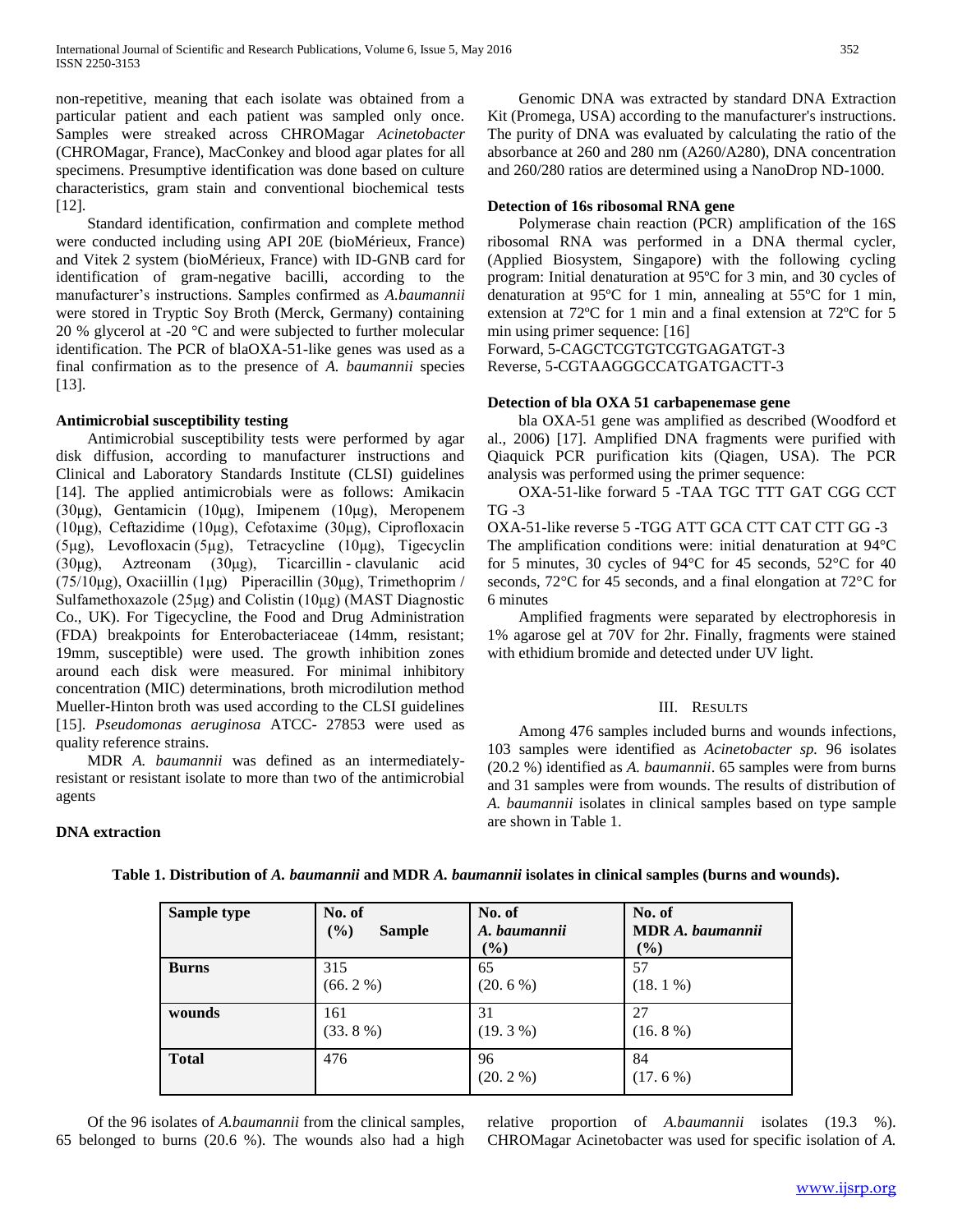non-repetitive, meaning that each isolate was obtained from a particular patient and each patient was sampled only once. Samples were streaked across CHROMagar *Acinetobacter* (CHROMagar, France), MacConkey and blood agar plates for all specimens. Presumptive identification was done based on culture characteristics, gram stain and conventional biochemical tests [12].

Standard identification, confirmation and complete method were conducted including using API 20E (bioMérieux, France) and Vitek 2 system (bioMérieux, France) with ID-GNB card for identification of gram-negative bacilli, according to the manufacturer's instructions. Samples confirmed as *A.baumannii* were stored in Tryptic Soy Broth (Merck, Germany) containing 20 % glycerol at -20 °C and were subjected to further molecular identification. The PCR of blaOXA-51-like genes was used as a final confirmation as to the presence of *A. baumannii* species [13].

**Antimicrobial susceptibility testing**

Antimicrobial susceptibility tests were performed by agar disk diffusion, according to manufacturer instructions and Clinical and Laboratory Standards Institute (CLSI) guidelines [14]. The applied antimicrobials were as follows: Amikacin (30μg), Gentamicin (10μg), Imipenem (10μg), Meropenem (10μg), Ceftazidime (10μg), Cefotaxime (30μg), Ciprofloxacin (5μg), Levofloxacin (5μg), Tetracycline (10μg), Tigecyclin (30μg), Aztreonam (30μg), Ticarcillin - clavulanic acid (75/10μg), Oxaciillin (1μg) Piperacillin (30μg), Trimethoprim / Sulfamethoxazole (25μg) and Colistin (10μg) (MAST Diagnostic Co., UK). For Tigecycline, the Food and Drug Administration (FDA) breakpoints for Enterobacteriaceae (14mm, resistant; 19mm, susceptible) were used. The growth inhibition zones around each disk were measured. For minimal inhibitory concentration (MIC) determinations, broth microdilution method Mueller-Hinton broth was used according to the CLSI guidelines [15]. *Pseudomonas aeruginosa* ATCC- 27853 were used as quality reference strains.

MDR *A. baumannii* was defined as an intermediately-resistant or resistant isolate to more than two of the antimicrobial agents

**DNA extraction**

Genomic DNA was extracted by standard DNA Extraction Kit (Promega, USA) according to the manufacturer's instructions. The purity of DNA was evaluated by calculating the ratio of the absorbance at 260 and 280 nm (A260/A280), DNA concentration and 260/280 ratios are determined using a NanoDrop ND-1000.

**Detection of 16s ribosomal RNA gene**

Polymerase chain reaction (PCR) amplification of the 16S ribosomal RNA was performed in a DNA thermal cycler, (Applied Biosystem, Singapore) with the following cycling program: Initial denaturation at 95ºC for 3 min, and 30 cycles of denaturation at 95ºC for 1 min, annealing at 55ºC for 1 min, extension at 72ºC for 1 min and a final extension at 72ºC for 5 min using primer sequence: [16]

Forward, 5-CAGCTCGTGTCGTGAGATGT-3

Reverse, 5-CGTAAGGGCCATGATGACTT-3

**Detection of bla OXA 51 carbapenemase gene**

bla OXA-51 gene was amplified as described (Woodford et al., 2006) [17]. Amplified DNA fragments were purified with Qiaquick PCR purification kits (Qiagen, USA). The PCR analysis was performed using the primer sequence:

OXA-51-like forward 5 -TAA TGC TTT GAT CGG CCT TG -3

OXA-51-like reverse 5 -TGG ATT GCA CTT CAT CTT GG -3

The amplification conditions were: initial denaturation at 94°C for 5 minutes, 30 cycles of 94°C for 45 seconds, 52°C for 40 seconds, 72°C for 45 seconds, and a final elongation at 72°C for 6 minutes

Amplified fragments were separated by electrophoresis in 1% agarose gel at 70V for 2hr. Finally, fragments were stained with ethidium bromide and detected under UV light.

## III. RESULTS

Among 476 samples included burns and wounds infections, 103 samples were identified as *Acinetobacter sp.* 96 isolates (20.2 %) identified as *A. baumannii*. 65 samples were from burns and 31 samples were from wounds. The results of distribution of *A. baumannii* isolates in clinical samples based on type sample are shown in Table 1.

**Table 1. Distribution of *A. baumannii* and MDR *A. baumannii* isolates in clinical samples (burns and wounds).**

| Sample type | No. of (%) Sample | No. of *A. baumannii* (%) | No. of MDR *A. baumannii* (%) |
|---|---|---|---|
| **Burns** | 315 (66. 2 %) | 65 (20. 6 %) | 57 (18. 1 %) |
| **wounds** | 161 (33. 8 %) | 31 (19. 3 %) | 27 (16. 8 %) |
| **Total** | 476 | 96 (20. 2 %) | 84 (17. 6 %) |

Of the 96 isolates of *A.baumannii* from the clinical samples, 65 belonged to burns (20.6 %). The wounds also had a high relative proportion of *A.baumannii* isolates (19.3 %). CHROMagar Acinetobacter was used for specific isolation of *A.*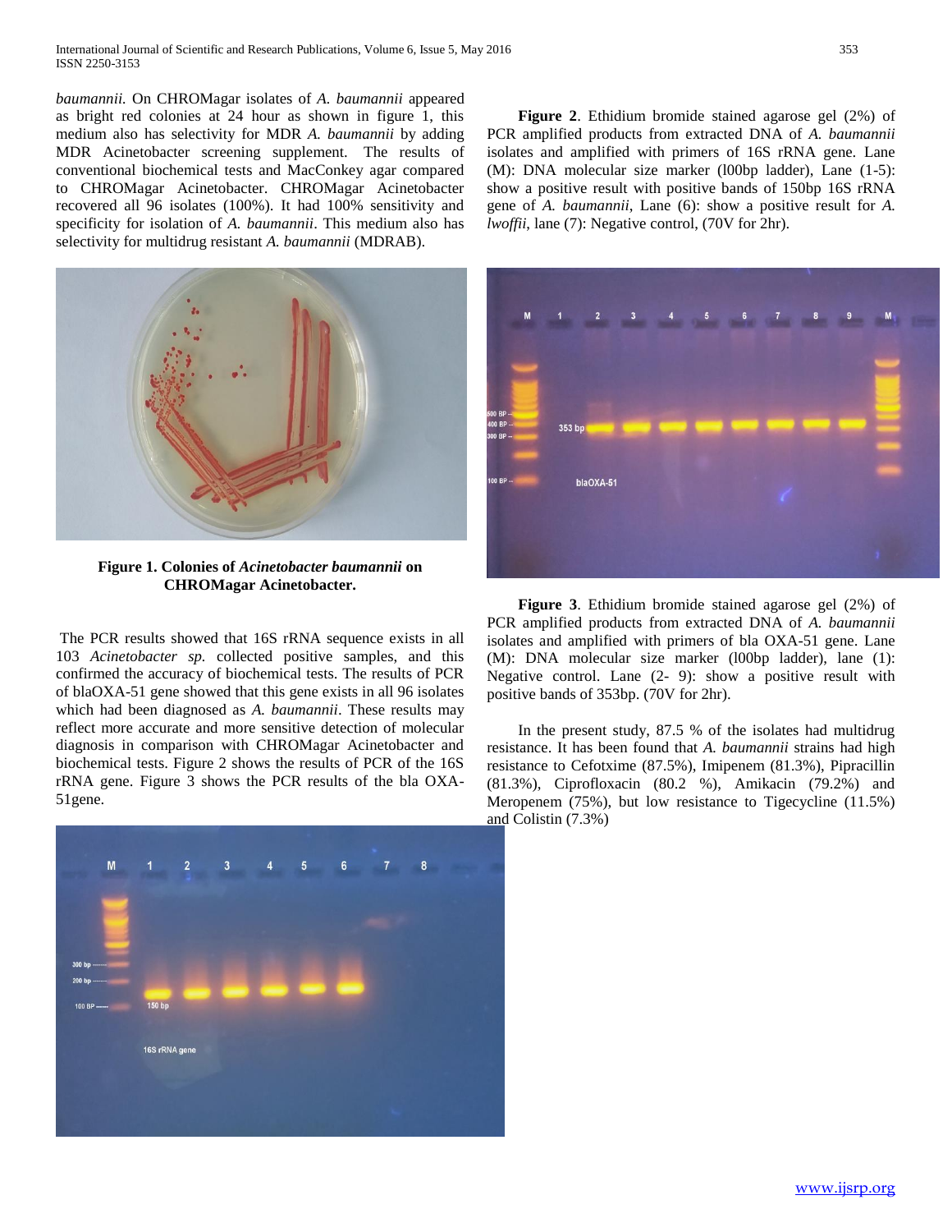*baumannii.* On CHROMagar isolates of *A. baumannii* appeared as bright red colonies at 24 hour as shown in figure 1, this medium also has selectivity for MDR *A. baumannii* by adding MDR Acinetobacter screening supplement. The results of conventional biochemical tests and MacConkey agar compared to CHROMagar Acinetobacter. CHROMagar Acinetobacter recovered all 96 isolates (100%). It had 100% sensitivity and specificity for isolation of *A. baumannii*. This medium also has selectivity for multidrug resistant *A. baumannii* (MDRAB).

**Figure 1. Colonies of *Acinetobacter baumannii* on CHROMagar Acinetobacter.**

The PCR results showed that 16S rRNA sequence exists in all 103 *Acinetobacter sp.* collected positive samples, and this confirmed the accuracy of biochemical tests. The results of PCR of blaOXA-51 gene showed that this gene exists in all 96 isolates which had been diagnosed as *A. baumannii*. These results may reflect more accurate and more sensitive detection of molecular diagnosis in comparison with CHROMagar Acinetobacter and biochemical tests. Figure 2 shows the results of PCR of the 16S rRNA gene. Figure 3 shows the PCR results of the bla OXA-51gene.

**Figure 2**. Ethidium bromide stained agarose gel (2%) of PCR amplified products from extracted DNA of *A. baumannii* isolates and amplified with primers of 16S rRNA gene. Lane (M): DNA molecular size marker (l00bp ladder), Lane (1-5): show a positive result with positive bands of 150bp 16S rRNA gene of *A. baumannii*, Lane (6): show a positive result for *A. lwoffii*, lane (7): Negative control, (70V for 2hr).

**Figure 3**. Ethidium bromide stained agarose gel (2%) of PCR amplified products from extracted DNA of *A. baumannii* isolates and amplified with primers of bla OXA-51 gene. Lane (M): DNA molecular size marker (l00bp ladder), lane (1): Negative control. Lane (2- 9): show a positive result with positive bands of 353bp. (70V for 2hr).

In the present study, 87.5 % of the isolates had multidrug resistance. It has been found that *A. baumannii* strains had high resistance to Cefotxime (87.5%), Imipenem (81.3%), Pipracillin (81.3%), Ciprofloxacin (80.2 %), Amikacin (79.2%) and Meropenem (75%), but low resistance to Tigecycline (11.5%) and Colistin (7.3%)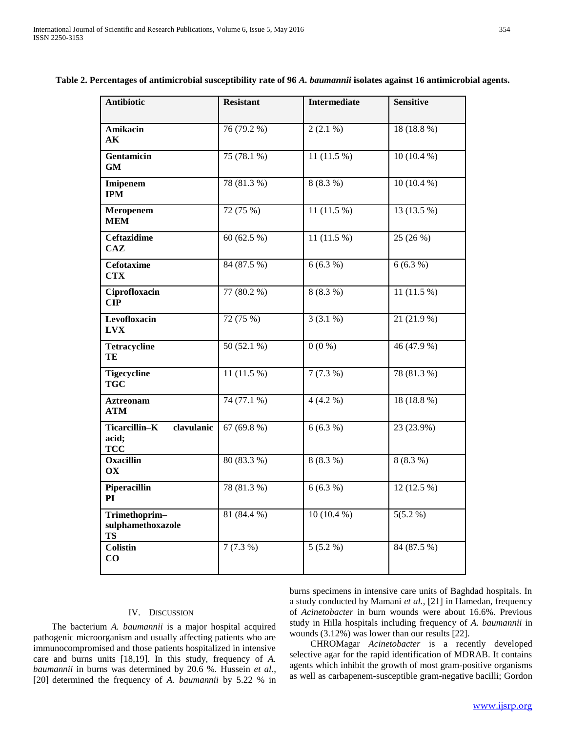**Table 2. Percentages of antimicrobial susceptibility rate of 96 *A. baumannii* isolates against 16 antimicrobial agents.**

| Antibiotic | Resistant | Intermediate | Sensitive |
|---|---|---|---|
| **Amikacin AK** | 76 (79.2 %) | 2 (2.1 %) | 18 (18.8 %) |
| **Gentamicin GM** | 75 (78.1 %) | 11 (11.5 %) | 10 (10.4 %) |
| **Imipenem IPM** | 78 (81.3 %) | 8 (8.3 %) | 10 (10.4 %) |
| **Meropenem MEM** | 72 (75 %) | 11 (11.5 %) | 13 (13.5 %) |
| **Ceftazidime CAZ** | 60 (62.5 %) | 11 (11.5 %) | 25 (26 %) |
| **Cefotaxime CTX** | 84 (87.5 %) | 6 (6.3 %) | 6 (6.3 %) |
| **Ciprofloxacin CIP** | 77 (80.2 %) | 8 (8.3 %) | 11 (11.5 %) |
| **Levofloxacin LVX** | 72 (75 %) | 3 (3.1 %) | 21 (21.9 %) |
| **Tetracycline TE** | 50 (52.1 %) | 0 (0 %) | 46 (47.9 %) |
| **Tigecycline TGC** | 11 (11.5 %) | 7 (7.3 %) | 78 (81.3 %) |
| **Aztreonam ATM** | 74 (77.1 %) | 4 (4.2 %) | 18 (18.8 %) |
| **Ticarcillin–K clavulanic acid; TCC** | 67 (69.8 %) | 6 (6.3 %) | 23 (23.9%) |
| **Oxacillin OX** | 80 (83.3 %) | 8 (8.3 %) | 8 (8.3 %) |
| **Piperacillin PI** | 78 (81.3 %) | 6 (6.3 %) | 12 (12.5 %) |
| **Trimethoprim–sulphamethoxazole TS** | 81 (84.4 %) | 10 (10.4 %) | 5(5.2 %) |
| **Colistin CO** | 7 (7.3 %) | 5 (5.2 %) | 84 (87.5 %) |

## IV. Discussion

The bacterium *A. baumannii* is a major hospital acquired pathogenic microorganism and usually affecting patients who are immunocompromised and those patients hospitalized in intensive care and burns units [18,19]. In this study, frequency of *A. baumannii* in burns was determined by 20.6 %. Hussein *et al.*, [20] determined the frequency of *A. baumannii* by 5.22 % in burns specimens in intensive care units of Baghdad hospitals. In a study conducted by Mamani *et al.*, [21] in Hamedan, frequency of *Acinetobacter* in burn wounds were about 16.6%. Previous study in Hilla hospitals including frequency of *A. baumannii* in wounds (3.12%) was lower than our results [22].

CHROMagar *Acinetobacter* is a recently developed selective agar for the rapid identification of MDRAB. It contains agents which inhibit the growth of most gram-positive organisms as well as carbapenem-susceptible gram-negative bacilli; Gordon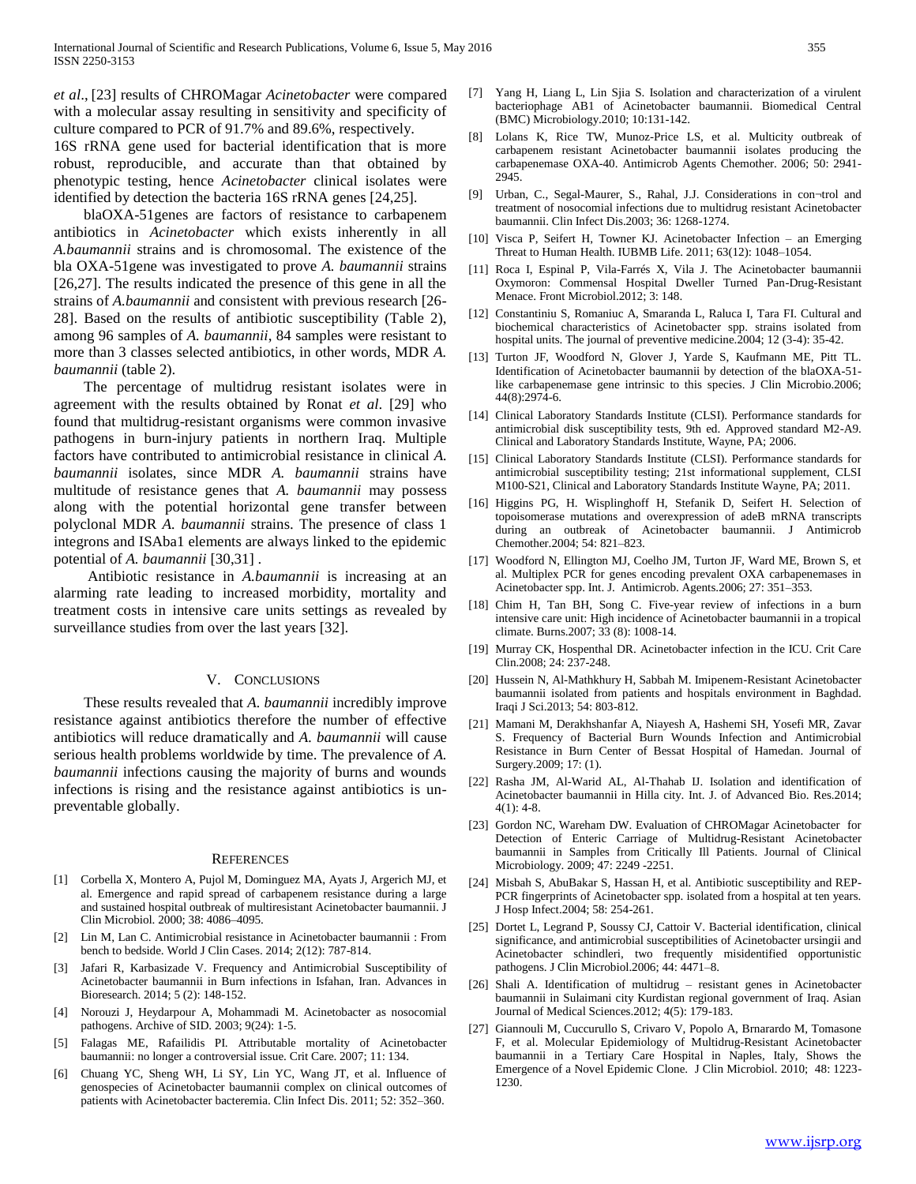*et al*., [23] results of CHROMagar *Acinetobacter* were compared with a molecular assay resulting in sensitivity and specificity of culture compared to PCR of 91.7% and 89.6%, respectively.

16S rRNA gene used for bacterial identification that is more robust, reproducible, and accurate than that obtained by phenotypic testing, hence *Acinetobacter* clinical isolates were identified by detection the bacteria 16S rRNA genes [24,25].

blaOXA-51genes are factors of resistance to carbapenem antibiotics in *Acinetobacter* which exists inherently in all *A.baumannii* strains and is chromosomal. The existence of the bla OXA-51gene was investigated to prove *A. baumannii* strains [26,27]. The results indicated the presence of this gene in all the strains of *A.baumannii* and consistent with previous research [26-28]. Based on the results of antibiotic susceptibility (Table 2), among 96 samples of *A. baumannii*, 84 samples were resistant to more than 3 classes selected antibiotics, in other words, MDR *A. baumannii* (table 2).

The percentage of multidrug resistant isolates were in agreement with the results obtained by Ronat *et al*. [29] who found that multidrug-resistant organisms were common invasive pathogens in burn-injury patients in northern Iraq. Multiple factors have contributed to antimicrobial resistance in clinical *A. baumannii* isolates, since MDR *A. baumannii* strains have multitude of resistance genes that *A. baumannii* may possess along with the potential horizontal gene transfer between polyclonal MDR *A. baumannii* strains. The presence of class 1 integrons and ISAba1 elements are always linked to the epidemic potential of *A. baumannii* [30,31] .

Antibiotic resistance in *A.baumannii* is increasing at an alarming rate leading to increased morbidity, mortality and treatment costs in intensive care units settings as revealed by surveillance studies from over the last years [32].

## V. Conclusions

These results revealed that *A. baumannii* incredibly improve resistance against antibiotics therefore the number of effective antibiotics will reduce dramatically and *A. baumannii* will cause serious health problems worldwide by time. The prevalence of *A. baumannii* infections causing the majority of burns and wounds infections is rising and the resistance against antibiotics is un-preventable globally.

## References

[1] Corbella X, Montero A, Pujol M, Dominguez MA, Ayats J, Argerich MJ, et al. Emergence and rapid spread of carbapenem resistance during a large and sustained hospital outbreak of multiresistant Acinetobacter baumannii. J Clin Microbiol. 2000; 38: 4086–4095.

[2] Lin M, Lan C. Antimicrobial resistance in Acinetobacter baumannii : From bench to bedside. World J Clin Cases. 2014; 2(12): 787-814.

[3] Jafari R, Karbasizade V. Frequency and Antimicrobial Susceptibility of Acinetobacter baumannii in Burn infections in Isfahan, Iran. Advances in Bioresearch. 2014; 5 (2): 148-152.

[4] Norouzi J, Heydarpour A, Mohammadi M. Acinetobacter as nosocomial pathogens. Archive of SID. 2003; 9(24): 1-5.

[5] Falagas ME, Rafailidis PI. Attributable mortality of Acinetobacter baumannii: no longer a controversial issue. Crit Care. 2007; 11: 134.

[6] Chuang YC, Sheng WH, Li SY, Lin YC, Wang JT, et al. Influence of genospecies of Acinetobacter baumannii complex on clinical outcomes of patients with Acinetobacter bacteremia. Clin Infect Dis. 2011; 52: 352–360.

[7] Yang H, Liang L, Lin Sjia S. Isolation and characterization of a virulent bacteriophage AB1 of Acinetobacter baumannii. Biomedical Central (BMC) Microbiology.2010; 10:131-142.

[8] Lolans K, Rice TW, Munoz-Price LS, et al. Multicity outbreak of carbapenem resistant Acinetobacter baumannii isolates producing the carbapenemase OXA-40. Antimicrob Agents Chemother. 2006; 50: 2941-2945.

[9] Urban, C., Segal-Maurer, S., Rahal, J.J. Considerations in con¬trol and treatment of nosocomial infections due to multidrug resistant Acinetobacter baumannii. Clin Infect Dis.2003; 36: 1268-1274.

[10] Visca P, Seifert H, Towner KJ. Acinetobacter Infection – an Emerging Threat to Human Health. IUBMB Life. 2011; 63(12): 1048–1054.

[11] Roca I, Espinal P, Vila-Farrés X, Vila J. The Acinetobacter baumannii Oxymoron: Commensal Hospital Dweller Turned Pan-Drug-Resistant Menace. Front Microbiol.2012; 3: 148.

[12] Constantiniu S, Romaniuc A, Smaranda L, Raluca I, Tara FI. Cultural and biochemical characteristics of Acinetobacter spp. strains isolated from hospital units. The journal of preventive medicine.2004; 12 (3-4): 35-42.

[13] Turton JF, Woodford N, Glover J, Yarde S, Kaufmann ME, Pitt TL. Identification of Acinetobacter baumannii by detection of the blaOXA-51-like carbapenemase gene intrinsic to this species. J Clin Microbio.2006; 44(8):2974-6.

[14] Clinical Laboratory Standards Institute (CLSI). Performance standards for antimicrobial disk susceptibility tests, 9th ed. Approved standard M2-A9. Clinical and Laboratory Standards Institute, Wayne, PA; 2006.

[15] Clinical Laboratory Standards Institute (CLSI). Performance standards for antimicrobial susceptibility testing; 21st informational supplement, CLSI M100-S21, Clinical and Laboratory Standards Institute Wayne, PA; 2011.

[16] Higgins PG, H. Wisplinghoff H, Stefanik D, Seifert H. Selection of topoisomerase mutations and overexpression of adeB mRNA transcripts during an outbreak of Acinetobacter baumannii. J Antimicrob Chemother.2004; 54: 821–823.

[17] Woodford N, Ellington MJ, Coelho JM, Turton JF, Ward ME, Brown S, et al. Multiplex PCR for genes encoding prevalent OXA carbapenemases in Acinetobacter spp. Int. J. Antimicrob. Agents.2006; 27: 351–353.

[18] Chim H, Tan BH, Song C. Five-year review of infections in a burn intensive care unit: High incidence of Acinetobacter baumannii in a tropical climate. Burns.2007; 33 (8): 1008-14.

[19] Murray CK, Hospenthal DR. Acinetobacter infection in the ICU. Crit Care Clin.2008; 24: 237-248.

[20] Hussein N, Al-Mathkhury H, Sabbah M. Imipenem-Resistant Acinetobacter baumannii isolated from patients and hospitals environment in Baghdad. Iraqi J Sci.2013; 54: 803-812.

[21] Mamani M, Derakhshanfar A, Niayesh A, Hashemi SH, Yosefi MR, Zavar S. Frequency of Bacterial Burn Wounds Infection and Antimicrobial Resistance in Burn Center of Bessat Hospital of Hamedan. Journal of Surgery.2009; 17: (1).

[22] Rasha JM, Al-Warid AL, Al-Thahab IJ. Isolation and identification of Acinetobacter baumannii in Hilla city. Int. J. of Advanced Bio. Res.2014; 4(1): 4-8.

[23] Gordon NC, Wareham DW. Evaluation of CHROMagar Acinetobacter for Detection of Enteric Carriage of Multidrug-Resistant Acinetobacter baumannii in Samples from Critically Ill Patients. Journal of Clinical Microbiology. 2009; 47: 2249 -2251.

[24] Misbah S, AbuBakar S, Hassan H, et al. Antibiotic susceptibility and REP-PCR fingerprints of Acinetobacter spp. isolated from a hospital at ten years. J Hosp Infect.2004; 58: 254-261.

[25] Dortet L, Legrand P, Soussy CJ, Cattoir V. Bacterial identification, clinical significance, and antimicrobial susceptibilities of Acinetobacter ursingii and Acinetobacter schindleri, two frequently misidentified opportunistic pathogens. J Clin Microbiol.2006; 44: 4471–8.

[26] Shali A. Identification of multidrug – resistant genes in Acinetobacter baumannii in Sulaimani city Kurdistan regional government of Iraq. Asian Journal of Medical Sciences.2012; 4(5): 179-183.

[27] Giannouli M, Cuccurullo S, Crivaro V, Popolo A, Brnarardo M, Tomasone F, et al. Molecular Epidemiology of Multidrug-Resistant Acinetobacter baumannii in a Tertiary Care Hospital in Naples, Italy, Shows the Emergence of a Novel Epidemic Clone. J Clin Microbiol. 2010; 48: 1223-1230.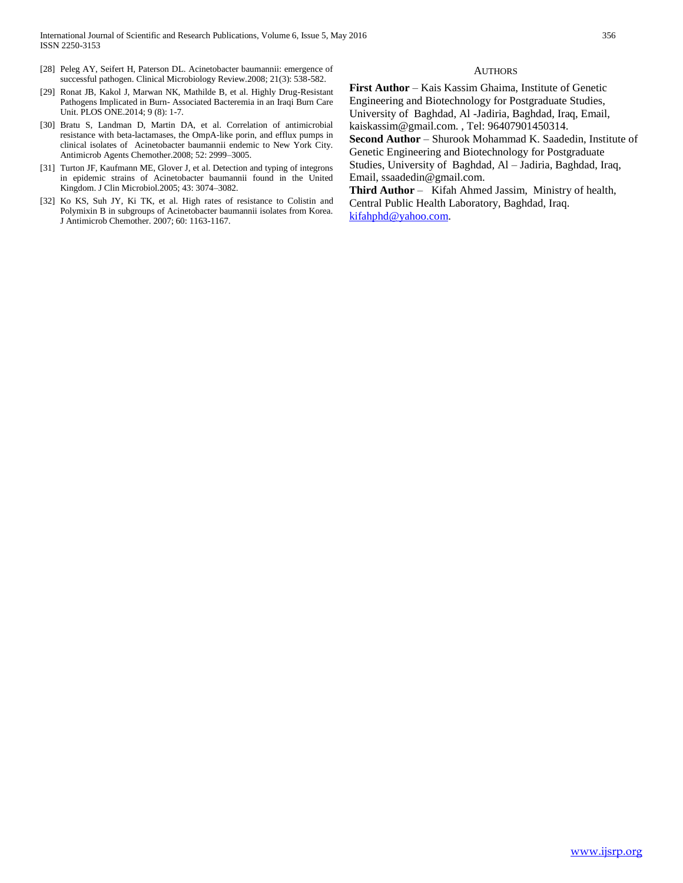[28] Peleg AY, Seifert H, Paterson DL. Acinetobacter baumannii: emergence of successful pathogen. Clinical Microbiology Review.2008; 21(3): 538-582.

[29] Ronat JB, Kakol J, Marwan NK, Mathilde B, et al. Highly Drug-Resistant Pathogens Implicated in Burn- Associated Bacteremia in an Iraqi Burn Care Unit. PLOS ONE.2014; 9 (8): 1-7.

[30] Bratu S, Landman D, Martin DA, et al. Correlation of antimicrobial resistance with beta-lactamases, the OmpA-like porin, and efflux pumps in clinical isolates of Acinetobacter baumannii endemic to New York City. Antimicrob Agents Chemother.2008; 52: 2999–3005.

[31] Turton JF, Kaufmann ME, Glover J, et al. Detection and typing of integrons in epidemic strains of Acinetobacter baumannii found in the United Kingdom. J Clin Microbiol.2005; 43: 3074–3082.

[32] Ko KS, Suh JY, Ki TK, et al. High rates of resistance to Colistin and Polymixin B in subgroups of Acinetobacter baumannii isolates from Korea. J Antimicrob Chemother. 2007; 60: 1163-1167.

## AUTHORS

**First Author** – Kais Kassim Ghaima, Institute of Genetic Engineering and Biotechnology for Postgraduate Studies, University of Baghdad, Al -Jadiria, Baghdad, Iraq, Email, kaiskassim@gmail.com. , Tel: 96407901450314.

**Second Author** – Shurook Mohammad K. Saadedin, Institute of Genetic Engineering and Biotechnology for Postgraduate Studies, University of Baghdad, Al – Jadiria, Baghdad, Iraq, Email, ssaadedin@gmail.com.

**Third Author** – Kifah Ahmed Jassim, Ministry of health, Central Public Health Laboratory, Baghdad, Iraq. kifahphd@yahoo.com.